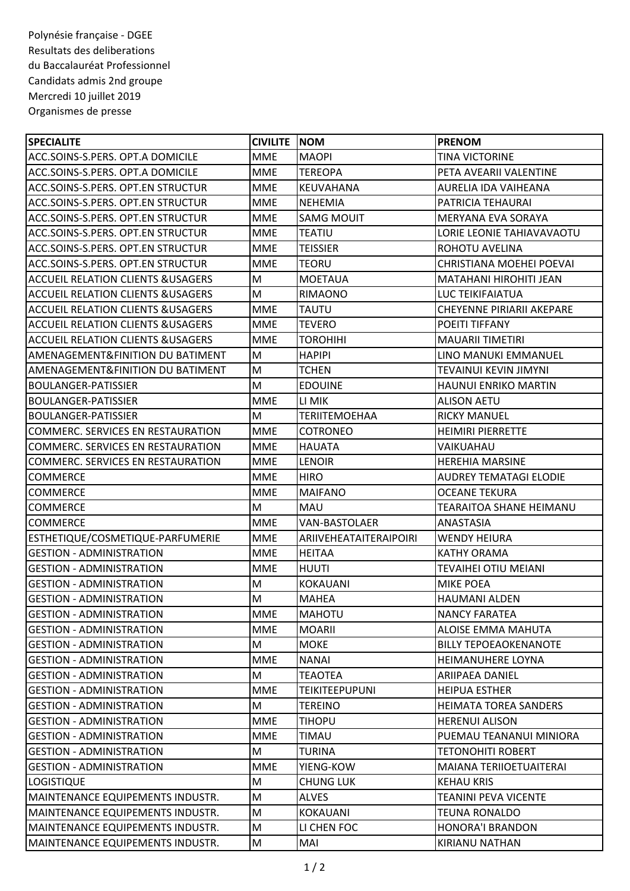Polynésie française - DGEE
Resultats des deliberations
du Baccalauréat Professionnel
Candidats admis 2nd groupe
Mercredi 10 juillet 2019
Organismes de presse

| SPECIALITE | CIVILITE | NOM | PRENOM |
|---|---|---|---|
| ACC.SOINS-S.PERS. OPT.A DOMICILE | MME | MAOPI | TINA VICTORINE |
| ACC.SOINS-S.PERS. OPT.A DOMICILE | MME | TEREOPA | PETA AVEARII VALENTINE |
| ACC.SOINS-S.PERS. OPT.EN STRUCTUR | MME | KEUVAHANA | AURELIA IDA VAIHEANA |
| ACC.SOINS-S.PERS. OPT.EN STRUCTUR | MME | NEHEMIA | PATRICIA TEHAURAI |
| ACC.SOINS-S.PERS. OPT.EN STRUCTUR | MME | SAMG MOUIT | MERYANA EVA SORAYA |
| ACC.SOINS-S.PERS. OPT.EN STRUCTUR | MME | TEATIU | LORIE LEONIE TAHIAVAVAOTU |
| ACC.SOINS-S.PERS. OPT.EN STRUCTUR | MME | TEISSIER | ROHOTU AVELINA |
| ACC.SOINS-S.PERS. OPT.EN STRUCTUR | MME | TEORU | CHRISTIANA MOEHEI POEVAI |
| ACCUEIL RELATION CLIENTS &USAGERS | M | MOETAUA | MATAHANI HIROHITI JEAN |
| ACCUEIL RELATION CLIENTS &USAGERS | M | RIMAONO | LUC TEIKIFAIATUA |
| ACCUEIL RELATION CLIENTS &USAGERS | MME | TAUTU | CHEYENNE PIRIARII AKEPARE |
| ACCUEIL RELATION CLIENTS &USAGERS | MME | TEVERO | POEITI TIFFANY |
| ACCUEIL RELATION CLIENTS &USAGERS | MME | TOROHIHI | MAUARII TIMETIRI |
| AMENAGEMENT&FINITION DU BATIMENT | M | HAPIPI | LINO MANUKI EMMANUEL |
| AMENAGEMENT&FINITION DU BATIMENT | M | TCHEN | TEVAINUI KEVIN JIMYNI |
| BOULANGER-PATISSIER | M | EDOUINE | HAUNUI ENRIKO MARTIN |
| BOULANGER-PATISSIER | MME | LI MIK | ALISON AETU |
| BOULANGER-PATISSIER | M | TERIITEMOEHAA | RICKY MANUEL |
| COMMERC. SERVICES EN RESTAURATION | MME | COTRONEO | HEIMIRI PIERRETTE |
| COMMERC. SERVICES EN RESTAURATION | MME | HAUATA | VAIKUAHAU |
| COMMERC. SERVICES EN RESTAURATION | MME | LENOIR | HEREHIA MARSINE |
| COMMERCE | MME | HIRO | AUDREY TEMATAGI ELODIE |
| COMMERCE | MME | MAIFANO | OCEANE TEKURA |
| COMMERCE | M | MAU | TEARAITOA SHANE HEIMANU |
| COMMERCE | MME | VAN-BASTOLAER | ANASTASIA |
| ESTHETIQUE/COSMETIQUE-PARFUMERIE | MME | ARIIVEHEATAITERAIPOIRI | WENDY HEIURA |
| GESTION - ADMINISTRATION | MME | HEITAA | KATHY ORAMA |
| GESTION - ADMINISTRATION | MME | HUUTI | TEVAIHEI OTIU MEIANI |
| GESTION - ADMINISTRATION | M | KOKAUANI | MIKE POEA |
| GESTION - ADMINISTRATION | M | MAHEA | HAUMANI ALDEN |
| GESTION - ADMINISTRATION | MME | MAHOTU | NANCY FARATEA |
| GESTION - ADMINISTRATION | MME | MOARII | ALOISE EMMA MAHUTA |
| GESTION - ADMINISTRATION | M | MOKE | BILLY TEPOEAOKENANOTE |
| GESTION - ADMINISTRATION | MME | NANAI | HEIMANUHERE LOYNA |
| GESTION - ADMINISTRATION | M | TEAOTEA | ARIIPAEA DANIEL |
| GESTION - ADMINISTRATION | MME | TEIKITEEPUPUNI | HEIPUA ESTHER |
| GESTION - ADMINISTRATION | M | TEREINO | HEIMATA TOREA SANDERS |
| GESTION - ADMINISTRATION | MME | TIHOPU | HERENUI ALISON |
| GESTION - ADMINISTRATION | MME | TIMAU | PUEMAU TEANANUI MINIORA |
| GESTION - ADMINISTRATION | M | TURINA | TETONOHITI ROBERT |
| GESTION - ADMINISTRATION | MME | YIENG-KOW | MAIANA TERIIOETUAITERAI |
| LOGISTIQUE | M | CHUNG LUK | KEHAU KRIS |
| MAINTENANCE EQUIPEMENTS INDUSTR. | M | ALVES | TEANINI PEVA VICENTE |
| MAINTENANCE EQUIPEMENTS INDUSTR. | M | KOKAUANI | TEUNA RONALDO |
| MAINTENANCE EQUIPEMENTS INDUSTR. | M | LI CHEN FOC | HONORA'I BRANDON |
| MAINTENANCE EQUIPEMENTS INDUSTR. | M | MAI | KIRIANU NATHAN |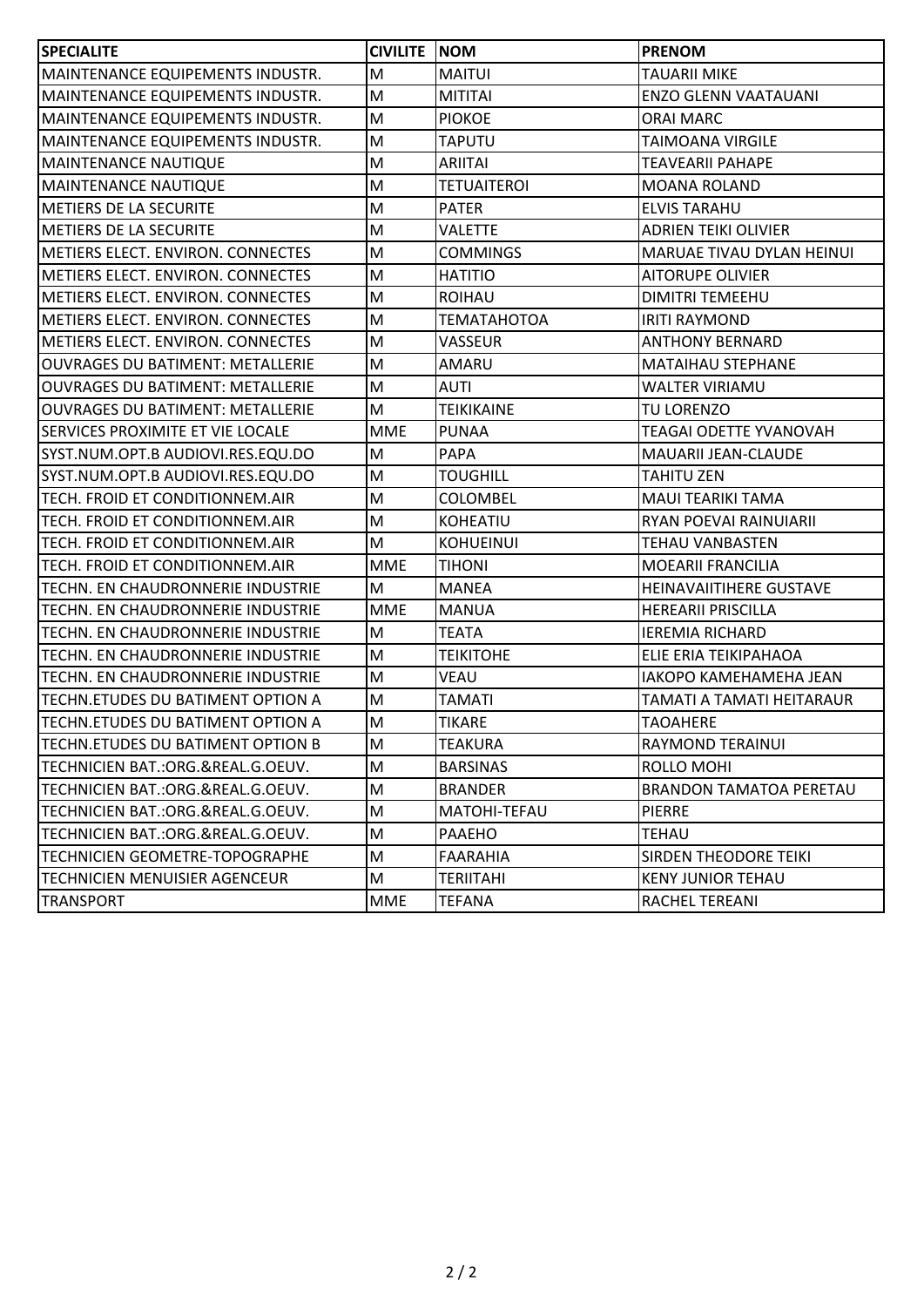| SPECIALITE | CIVILITE | NOM | PRENOM |
|---|---|---|---|
| MAINTENANCE EQUIPEMENTS INDUSTR. | M | MAITUI | TAUARII MIKE |
| MAINTENANCE EQUIPEMENTS INDUSTR. | M | MITITAI | ENZO GLENN VAATAUANI |
| MAINTENANCE EQUIPEMENTS INDUSTR. | M | PIOKOE | ORAI MARC |
| MAINTENANCE EQUIPEMENTS INDUSTR. | M | TAPUTU | TAIMOANA VIRGILE |
| MAINTENANCE NAUTIQUE | M | ARIITAI | TEAVEARII PAHAPE |
| MAINTENANCE NAUTIQUE | M | TETUAITEROI | MOANA ROLAND |
| METIERS DE LA SECURITE | M | PATER | ELVIS TARAHU |
| METIERS DE LA SECURITE | M | VALETTE | ADRIEN TEIKI OLIVIER |
| METIERS ELECT. ENVIRON. CONNECTES | M | COMMINGS | MARUAE TIVAU DYLAN HEINUI |
| METIERS ELECT. ENVIRON. CONNECTES | M | HATITIO | AITORUPE OLIVIER |
| METIERS ELECT. ENVIRON. CONNECTES | M | ROIHAU | DIMITRI TEMEEHU |
| METIERS ELECT. ENVIRON. CONNECTES | M | TEMATAHOTOA | IRITI RAYMOND |
| METIERS ELECT. ENVIRON. CONNECTES | M | VASSEUR | ANTHONY BERNARD |
| OUVRAGES DU BATIMENT: METALLERIE | M | AMARU | MATAIHAU STEPHANE |
| OUVRAGES DU BATIMENT: METALLERIE | M | AUTI | WALTER VIRIAMU |
| OUVRAGES DU BATIMENT: METALLERIE | M | TEIKIKAINE | TU LORENZO |
| SERVICES PROXIMITE ET VIE LOCALE | MME | PUNAA | TEAGAI ODETTE YVANOVAH |
| SYST.NUM.OPT.B AUDIOVI.RES.EQU.DO | M | PAPA | MAUARII JEAN-CLAUDE |
| SYST.NUM.OPT.B AUDIOVI.RES.EQU.DO | M | TOUGHILL | TAHITU ZEN |
| TECH. FROID ET CONDITIONNEM.AIR | M | COLOMBEL | MAUI TEARIKI TAMA |
| TECH. FROID ET CONDITIONNEM.AIR | M | KOHEATIU | RYAN POEVAI RAINUIARII |
| TECH. FROID ET CONDITIONNEM.AIR | M | KOHUEINUI | TEHAU VANBASTEN |
| TECH. FROID ET CONDITIONNEM.AIR | MME | TIHONI | MOEARII FRANCILIA |
| TECHN. EN CHAUDRONNERIE INDUSTRIE | M | MANEA | HEINAVAIITIHERE GUSTAVE |
| TECHN. EN CHAUDRONNERIE INDUSTRIE | MME | MANUA | HEREARII PRISCILLA |
| TECHN. EN CHAUDRONNERIE INDUSTRIE | M | TEATA | IEREMIA RICHARD |
| TECHN. EN CHAUDRONNERIE INDUSTRIE | M | TEIKITOHE | ELIE ERIA TEIKIPAHAOA |
| TECHN. EN CHAUDRONNERIE INDUSTRIE | M | VEAU | IAKOPO KAMEHAMEHA JEAN |
| TECHN.ETUDES DU BATIMENT OPTION A | M | TAMATI | TAMATI A TAMATI HEITARAUR |
| TECHN.ETUDES DU BATIMENT OPTION A | M | TIKARE | TAOAHERE |
| TECHN.ETUDES DU BATIMENT OPTION B | M | TEAKURA | RAYMOND TERAINUI |
| TECHNICIEN BAT.:ORG.&REAL.G.OEUV. | M | BARSINAS | ROLLO MOHI |
| TECHNICIEN BAT.:ORG.&REAL.G.OEUV. | M | BRANDER | BRANDON TAMATOA PERETAU |
| TECHNICIEN BAT.:ORG.&REAL.G.OEUV. | M | MATOHI-TEFAU | PIERRE |
| TECHNICIEN BAT.:ORG.&REAL.G.OEUV. | M | PAAEHO | TEHAU |
| TECHNICIEN GEOMETRE-TOPOGRAPHE | M | FAARAHIA | SIRDEN THEODORE TEIKI |
| TECHNICIEN MENUISIER AGENCEUR | M | TERIITAHI | KENY JUNIOR TEHAU |
| TRANSPORT | MME | TEFANA | RACHEL TEREANI |